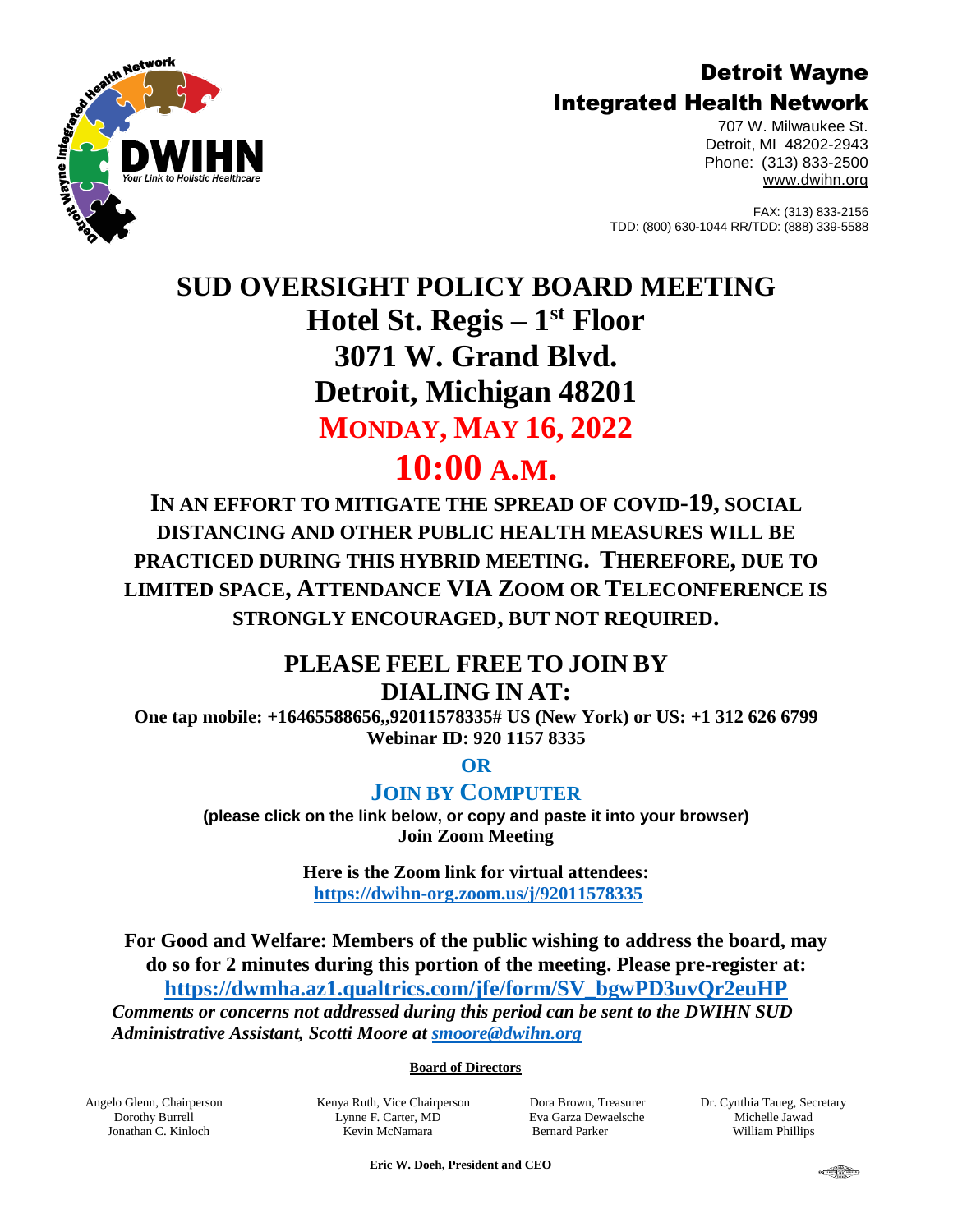# Detroit Wayne Integrated Health Network

707 W. Milwaukee St.
Detroit, MI 48202-2943
Phone: (313) 833-2500
www.dwihn.org

FAX: (313) 833-2156
TDD: (800) 630-1044 RR/TDD: (888) 339-5588

# SUD OVERSIGHT POLICY BOARD MEETING

## Hotel St. Regis – 1st Floor
## 3071 W. Grand Blvd.
## Detroit, Michigan 48201
## MONDAY, MAY 16, 2022
## 10:00 A.M.

**IN AN EFFORT TO MITIGATE THE SPREAD OF COVID-19, SOCIAL DISTANCING AND OTHER PUBLIC HEALTH MEASURES WILL BE PRACTICED DURING THIS HYBRID MEETING. THEREFORE, DUE TO LIMITED SPACE, ATTENDANCE VIA ZOOM OR TELECONFERENCE IS STRONGLY ENCOURAGED, BUT NOT REQUIRED.**

### PLEASE FEEL FREE TO JOIN BY DIALING IN AT:

**One tap mobile: +16465588656,,92011578335# US (New York) or US: +1 312 626 6799**
**Webinar ID: 920 1157 8335**

**OR**

**JOIN BY COMPUTER**

**(please click on the link below, or copy and paste it into your browser)**
**Join Zoom Meeting**

**Here is the Zoom link for virtual attendees:**
**https://dwihn-org.zoom.us/j/92011578335**

**For Good and Welfare: Members of the public wishing to address the board, may do so for 2 minutes during this portion of the meeting. Please pre-register at:**
**https://dwmha.az1.qualtrics.com/jfe/form/SV_bgwPD3uvQr2euHP**

***Comments or concerns not addressed during this period can be sent to the DWIHN SUD Administrative Assistant, Scotti Moore at smoore@dwihn.org***

**Board of Directors**

Angelo Glenn, Chairperson
Dorothy Burrell
Jonathan C. Kinloch

Kenya Ruth, Vice Chairperson
Lynne F. Carter, MD
Kevin McNamara

Dora Brown, Treasurer
Eva Garza Dewaelsche
Bernard Parker

Dr. Cynthia Taueg, Secretary
Michelle Jawad
William Phillips

**Eric W. Doeh, President and CEO**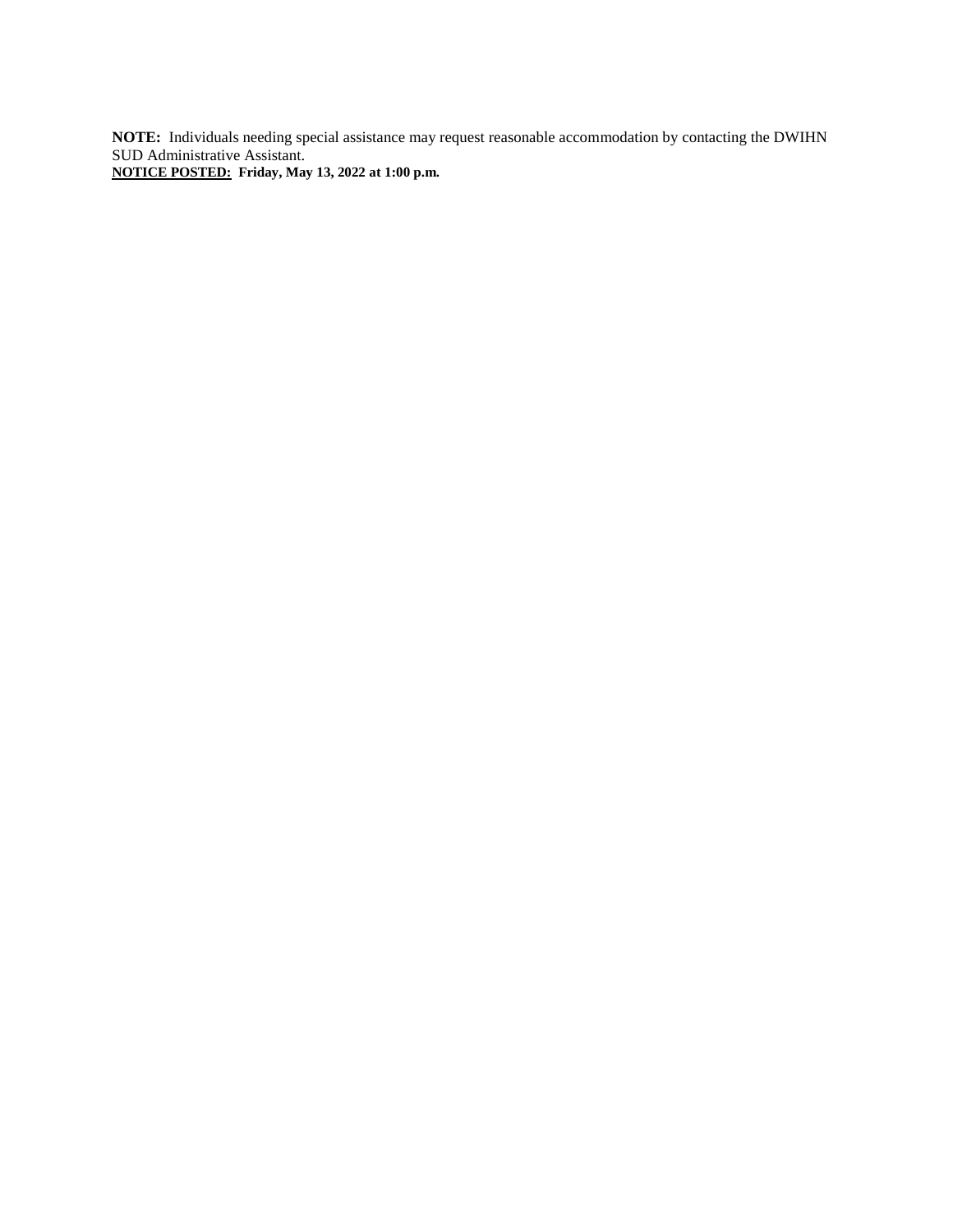**NOTE:** Individuals needing special assistance may request reasonable accommodation by contacting the DWIHN SUD Administrative Assistant.

**NOTICE POSTED: Friday, May 13, 2022 at 1:00 p.m.**